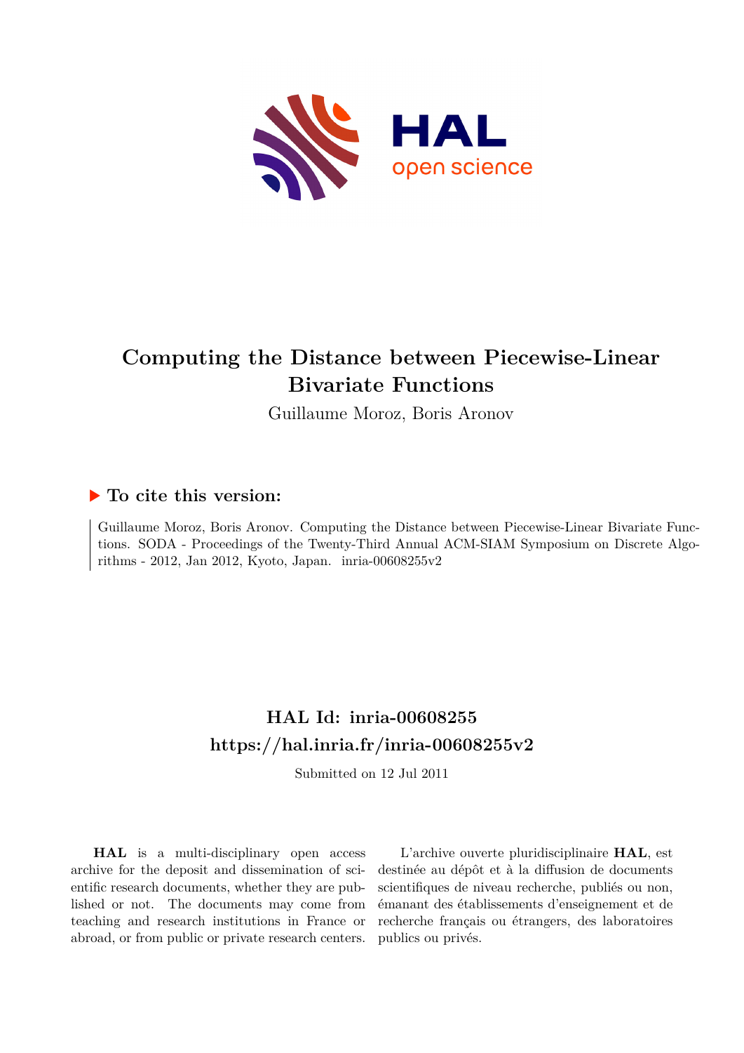# Computing the Distance between Piecewise-Linear Bivariate Functions

Guillaume Moroz, Boris Aronov

## To cite this version:

Guillaume Moroz, Boris Aronov. Computing the Distance between Piecewise-Linear Bivariate Functions. SODA - Proceedings of the Twenty-Third Annual ACM-SIAM Symposium on Discrete Algorithms - 2012, Jan 2012, Kyoto, Japan. inria-00608255v2

## HAL Id: inria-00608255
## https://hal.inria.fr/inria-00608255v2

Submitted on 12 Jul 2011

**HAL** is a multi-disciplinary open access archive for the deposit and dissemination of scientific research documents, whether they are published or not. The documents may come from teaching and research institutions in France or abroad, or from public or private research centers.

L'archive ouverte pluridisciplinaire **HAL**, est destinée au dépôt et à la diffusion de documents scientifiques de niveau recherche, publiés ou non, émanant des établissements d'enseignement et de recherche français ou étrangers, des laboratoires publics ou privés.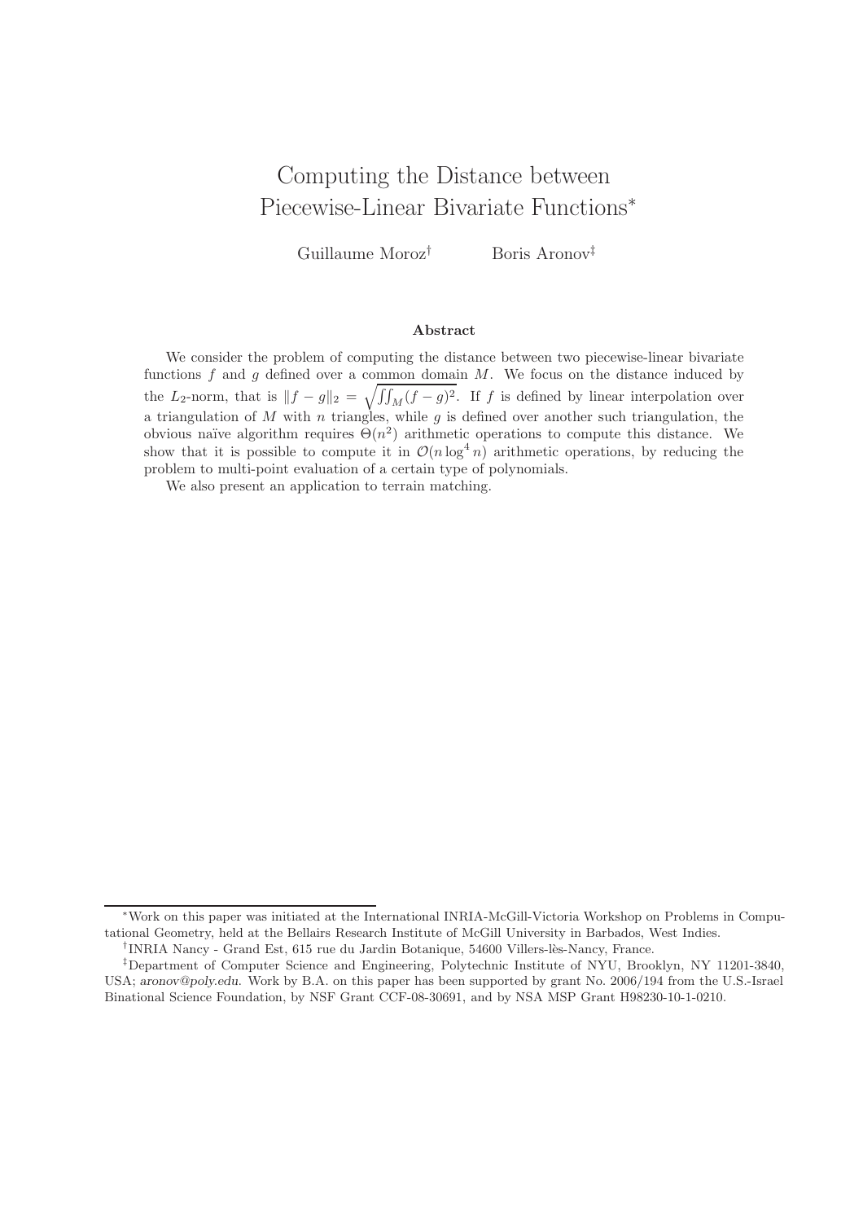# Computing the Distance between Piecewise-Linear Bivariate Functions*

Guillaume Moroz[†] Boris Aronov[‡]

### Abstract

We consider the problem of computing the distance between two piecewise-linear bivariate functions $f$ and $g$ defined over a common domain $M$. We focus on the distance induced by the $L_2$-norm, that is $\|f - g\|_2 = \sqrt{\iint_M (f-g)^2}$. If $f$ is defined by linear interpolation over a triangulation of $M$ with $n$ triangles, while $g$ is defined over another such triangulation, the obvious naïve algorithm requires $\Theta(n^2)$ arithmetic operations to compute this distance. We show that it is possible to compute it in $\mathcal{O}(n \log^4 n)$ arithmetic operations, by reducing the problem to multi-point evaluation of a certain type of polynomials.

We also present an application to terrain matching.

---

*Work on this paper was initiated at the International INRIA-McGill-Victoria Workshop on Problems in Computational Geometry, held at the Bellairs Research Institute of McGill University in Barbados, West Indies.

[†]INRIA Nancy - Grand Est, 615 rue du Jardin Botanique, 54600 Villers-lès-Nancy, France.

[‡]Department of Computer Science and Engineering, Polytechnic Institute of NYU, Brooklyn, NY 11201-3840, USA; *aronov@poly.edu*. Work by B.A. on this paper has been supported by grant No. 2006/194 from the U.S.-Israel Binational Science Foundation, by NSF Grant CCF-08-30691, and by NSA MSP Grant H98230-10-1-0210.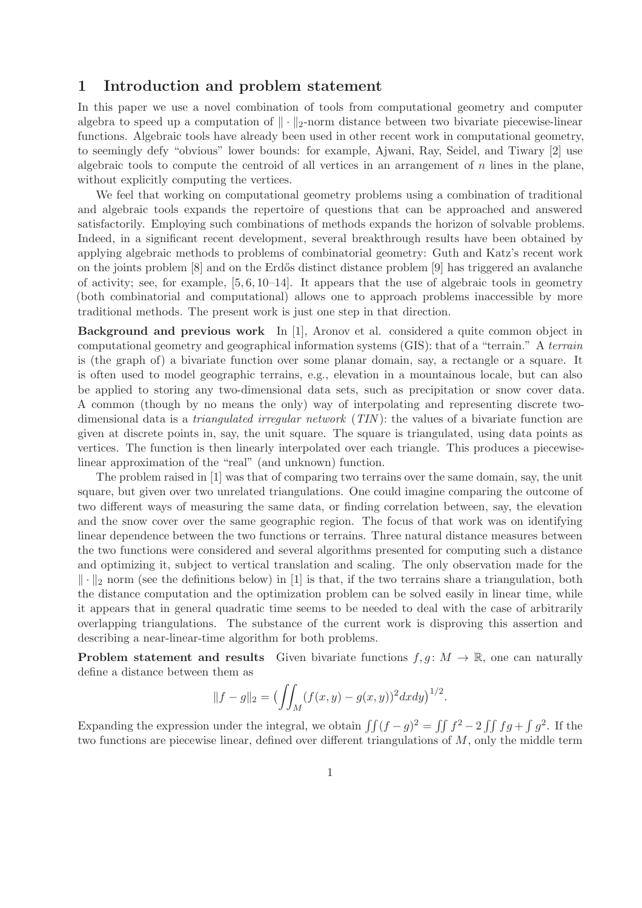# 1 Introduction and problem statement

In this paper we use a novel combination of tools from computational geometry and computer algebra to speed up a computation of $\|\cdot\|_2$-norm distance between two bivariate piecewise-linear functions. Algebraic tools have already been used in other recent work in computational geometry, to seemingly defy "obvious" lower bounds: for example, Ajwani, Ray, Seidel, and Tiwary [2] use algebraic tools to compute the centroid of all vertices in an arrangement of $n$ lines in the plane, without explicitly computing the vertices.

We feel that working on computational geometry problems using a combination of traditional and algebraic tools expands the repertoire of questions that can be approached and answered satisfactorily. Employing such combinations of methods expands the horizon of solvable problems. Indeed, in a significant recent development, several breakthrough results have been obtained by applying algebraic methods to problems of combinatorial geometry: Guth and Katz's recent work on the joints problem [8] and on the Erdős distinct distance problem [9] has triggered an avalanche of activity; see, for example, [5, 6, 10–14]. It appears that the use of algebraic tools in geometry (both combinatorial and computational) allows one to approach problems inaccessible by more traditional methods. The present work is just one step in that direction.

**Background and previous work** In [1], Aronov et al. considered a quite common object in computational geometry and geographical information systems (GIS): that of a "terrain." A *terrain* is (the graph of) a bivariate function over some planar domain, say, a rectangle or a square. It is often used to model geographic terrains, e.g., elevation in a mountainous locale, but can also be applied to storing any two-dimensional data sets, such as precipitation or snow cover data. A common (though by no means the only) way of interpolating and representing discrete two-dimensional data is a *triangulated irregular network* (*TIN*): the values of a bivariate function are given at discrete points in, say, the unit square. The square is triangulated, using data points as vertices. The function is then linearly interpolated over each triangle. This produces a piecewise-linear approximation of the "real" (and unknown) function.

The problem raised in [1] was that of comparing two terrains over the same domain, say, the unit square, but given over two unrelated triangulations. One could imagine comparing the outcome of two different ways of measuring the same data, or finding correlation between, say, the elevation and the snow cover over the same geographic region. The focus of that work was on identifying linear dependence between the two functions or terrains. Three natural distance measures between the two functions were considered and several algorithms presented for computing such a distance and optimizing it, subject to vertical translation and scaling. The only observation made for the $\|\cdot\|_2$ norm (see the definitions below) in [1] is that, if the two terrains share a triangulation, both the distance computation and the optimization problem can be solved easily in linear time, while it appears that in general quadratic time seems to be needed to deal with the case of arbitrarily overlapping triangulations. The substance of the current work is disproving this assertion and describing a near-linear-time algorithm for both problems.

**Problem statement and results** Given bivariate functions $f, g\colon M \to \mathbb{R}$, one can naturally define a distance between them as

$$\|f-g\|_2 = \Big(\iint_M (f(x,y)-g(x,y))^2 dxdy\Big)^{1/2}.$$

Expanding the expression under the integral, we obtain $\iint (f-g)^2 = \iint f^2 - 2\iint fg + \int g^2$. If the two functions are piecewise linear, defined over different triangulations of $M$, only the middle term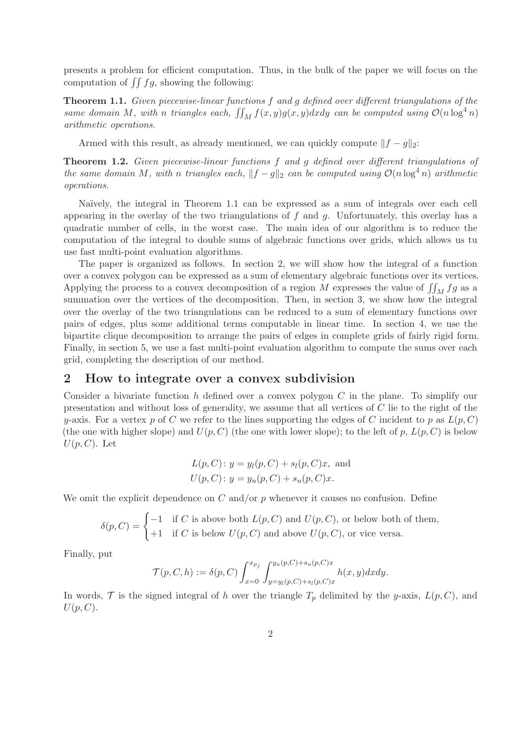presents a problem for efficient computation. Thus, in the bulk of the paper we will focus on the computation of $\iint fg$, showing the following:

**Theorem 1.1.** *Given piecewise-linear functions $f$ and $g$ defined over different triangulations of the same domain $M$, with $n$ triangles each, $\iint_M f(x,y)g(x,y)dxdy$ can be computed using $\mathcal{O}(n \log^4 n)$ arithmetic operations.*

Armed with this result, as already mentioned, we can quickly compute $\|f-g\|_2$:

**Theorem 1.2.** *Given piecewise-linear functions $f$ and $g$ defined over different triangulations of the same domain $M$, with $n$ triangles each, $\|f-g\|_2$ can be computed using $\mathcal{O}(n \log^4 n)$ arithmetic operations.*

Naïvely, the integral in Theorem 1.1 can be expressed as a sum of integrals over each cell appearing in the overlay of the two triangulations of $f$ and $g$. Unfortunately, this overlay has a quadratic number of cells, in the worst case. The main idea of our algorithm is to reduce the computation of the integral to double sums of algebraic functions over grids, which allows us tu use fast multi-point evaluation algorithms.

The paper is organized as follows. In section 2, we will show how the integral of a function over a convex polygon can be expressed as a sum of elementary algebraic functions over its vertices. Applying the process to a convex decomposition of a region $M$ expresses the value of $\iint_M fg$ as a summation over the vertices of the decomposition. Then, in section 3, we show how the integral over the overlay of the two triangulations can be reduced to a sum of elementary functions over pairs of edges, plus some additional terms computable in linear time. In section 4, we use the bipartite clique decomposition to arrange the pairs of edges in complete grids of fairly rigid form. Finally, in section 5, we use a fast multi-point evaluation algorithm to compute the sums over each grid, completing the description of our method.

## 2 How to integrate over a convex subdivision

Consider a bivariate function $h$ defined over a convex polygon $C$ in the plane. To simplify our presentation and without loss of generality, we assume that all vertices of $C$ lie to the right of the $y$-axis. For a vertex $p$ of $C$ we refer to the lines supporting the edges of $C$ incident to $p$ as $L(p,C)$ (the one with higher slope) and $U(p,C)$ (the one with lower slope); to the left of $p$, $L(p,C)$ is below $U(p,C)$. Let

$$L(p,C)\colon y = y_l(p,C) + s_l(p,C)x, \text{ and}$$
$$U(p,C)\colon y = y_u(p,C) + s_u(p,C)x.$$

We omit the explicit dependence on $C$ and/or $p$ whenever it causes no confusion. Define

$$\delta(p,C) = \begin{cases} -1 & \text{if } C \text{ is above both } L(p,C) \text{ and } U(p,C)\text{, or below both of them,} \\ +1 & \text{if } C \text{ is below } U(p,C) \text{ and above } U(p,C)\text{, or vice versa.} \end{cases}$$

Finally, put

$$\mathcal{T}(p,C,h) := \delta(p,C) \int_{x=0}^{x_{p_j}} \int_{y=y_l(p,C)+s_l(p,C)x}^{y_u(p,C)+s_u(p,C)x} h(x,y)dxdy.$$

In words, $\mathcal{T}$ is the signed integral of $h$ over the triangle $T_p$ delimited by the $y$-axis, $L(p,C)$, and $U(p,C)$.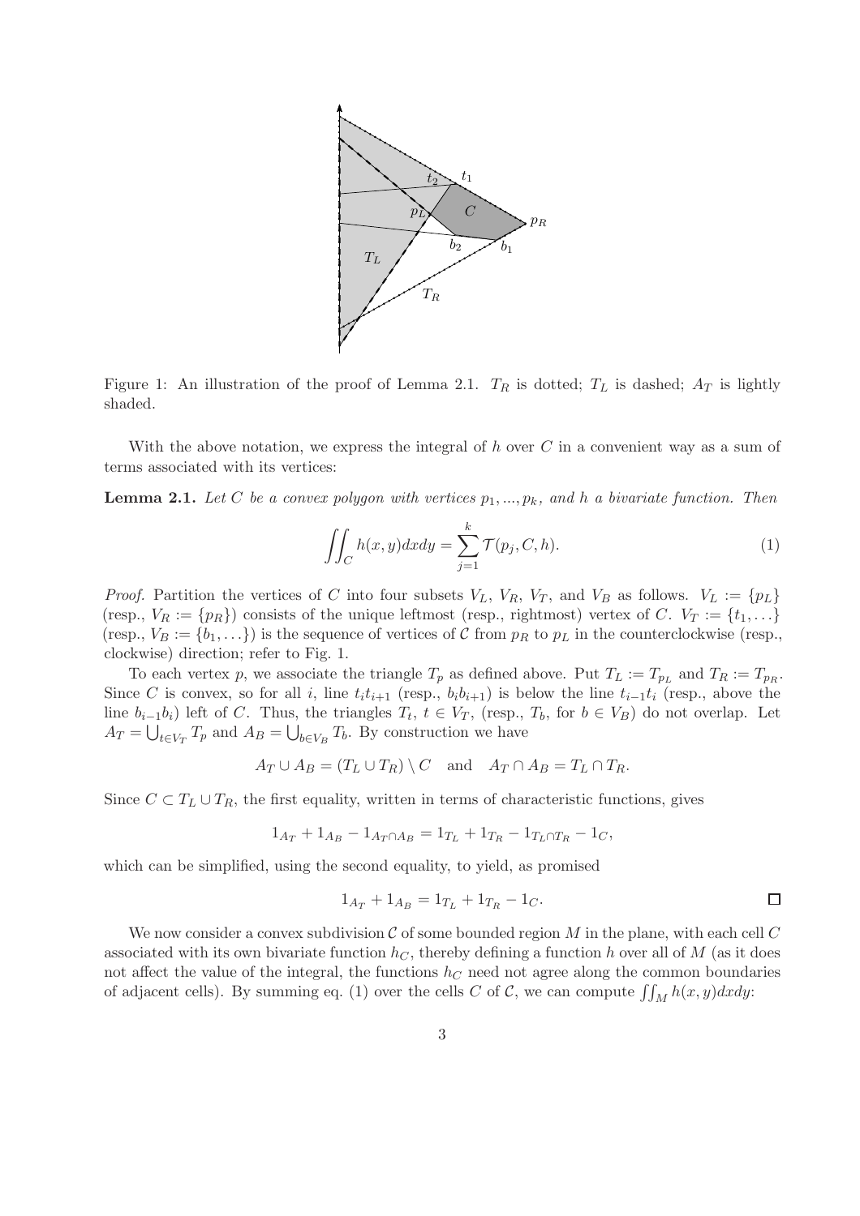Figure 1: An illustration of the proof of Lemma 2.1. $T_R$ is dotted; $T_L$ is dashed; $A_T$ is lightly shaded.

With the above notation, we express the integral of $h$ over $C$ in a convenient way as a sum of terms associated with its vertices:

**Lemma 2.1.** *Let $C$ be a convex polygon with vertices $p_1, ..., p_k$, and $h$ a bivariate function. Then*

$$\iint_C h(x, y)dxdy = \sum_{j=1}^{k} \mathcal{T}(p_j, C, h). \tag{1}$$

*Proof.* Partition the vertices of $C$ into four subsets $V_L$, $V_R$, $V_T$, and $V_B$ as follows. $V_L := \{p_L\}$ (resp., $V_R := \{p_R\}$) consists of the unique leftmost (resp., rightmost) vertex of $C$. $V_T := \{t_1, \ldots\}$ (resp., $V_B := \{b_1, \ldots\}$) is the sequence of vertices of $\mathcal{C}$ from $p_R$ to $p_L$ in the counterclockwise (resp., clockwise) direction; refer to Fig. 1.

To each vertex $p$, we associate the triangle $T_p$ as defined above. Put $T_L := T_{p_L}$ and $T_R := T_{p_R}$. Since $C$ is convex, so for all $i$, line $t_i t_{i+1}$ (resp., $b_i b_{i+1}$) is below the line $t_{i-1} t_i$ (resp., above the line $b_{i-1} b_i$) left of $C$. Thus, the triangles $T_t$, $t \in V_T$, (resp., $T_b$, for $b \in V_B$) do not overlap. Let $A_T = \bigcup_{t \in V_T} T_p$ and $A_B = \bigcup_{b \in V_B} T_b$. By construction we have

$$A_T \cup A_B = (T_L \cup T_R) \setminus C \quad \text{and} \quad A_T \cap A_B = T_L \cap T_R.$$

Since $C \subset T_L \cup T_R$, the first equality, written in terms of characteristic functions, gives

$$1_{A_T} + 1_{A_B} - 1_{A_T \cap A_B} = 1_{T_L} + 1_{T_R} - 1_{T_L \cap T_R} - 1_C,$$

which can be simplified, using the second equality, to yield, as promised

$$1_{A_T} + 1_{A_B} = 1_{T_L} + 1_{T_R} - 1_C.$$

$\square$

We now consider a convex subdivision $\mathcal{C}$ of some bounded region $M$ in the plane, with each cell $C$ associated with its own bivariate function $h_C$, thereby defining a function $h$ over all of $M$ (as it does not affect the value of the integral, the functions $h_C$ need not agree along the common boundaries of adjacent cells). By summing eq. (1) over the cells $C$ of $\mathcal{C}$, we can compute $\iint_M h(x, y)dxdy$: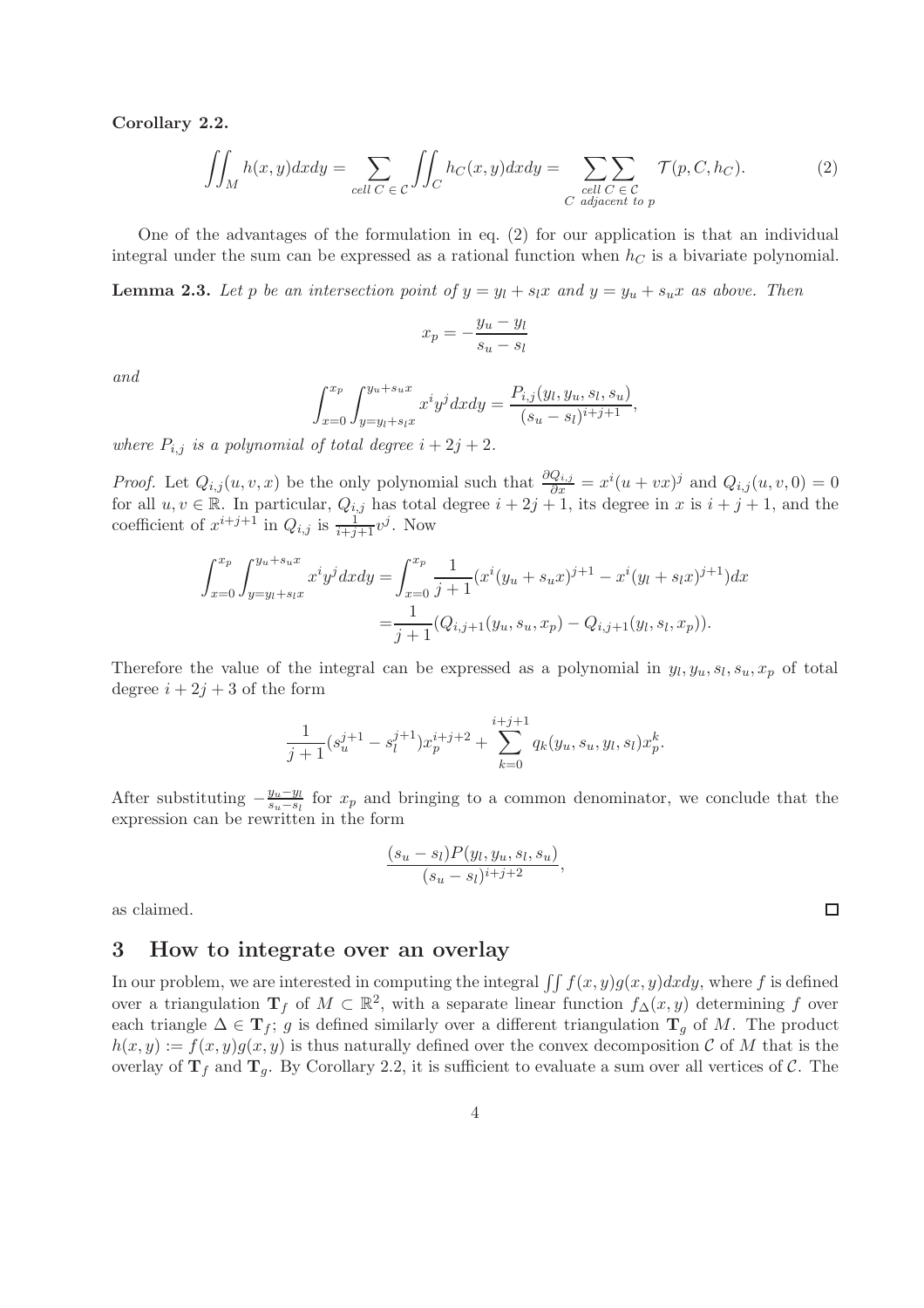**Corollary 2.2.**

$$\iint_M h(x,y)dxdy = \sum_{cell\ C\ \in\ \mathcal{C}} \iint_C h_C(x,y)dxdy = \sum_{\substack{cell\ C\ \in\ \mathcal{C} \\ C\ adjacent\ to\ p}} \sum \mathcal{T}(p, C, h_C). \tag{2}$$

One of the advantages of the formulation in eq. (2) for our application is that an individual integral under the sum can be expressed as a rational function when $h_C$ is a bivariate polynomial.

**Lemma 2.3.** *Let $p$ be an intersection point of $y = y_l + s_l x$ and $y = y_u + s_u x$ as above. Then*

$$x_p = -\frac{y_u - y_l}{s_u - s_l}$$

*and*

$$\int_{x=0}^{x_p} \int_{y=y_l+s_l x}^{y_u+s_u x} x^i y^j dxdy = \frac{P_{i,j}(y_l, y_u, s_l, s_u)}{(s_u - s_l)^{i+j+1}},$$

*where $P_{i,j}$ is a polynomial of total degree $i + 2j + 2$.*

*Proof.* Let $Q_{i,j}(u, v, x)$ be the only polynomial such that $\frac{\partial Q_{i,j}}{\partial x} = x^i(u + vx)^j$ and $Q_{i,j}(u, v, 0) = 0$ for all $u, v \in \mathbb{R}$. In particular, $Q_{i,j}$ has total degree $i + 2j + 1$, its degree in $x$ is $i + j + 1$, and the coefficient of $x^{i+j+1}$ in $Q_{i,j}$ is $\frac{1}{i+j+1}v^j$. Now

$$\begin{aligned}\int_{x=0}^{x_p} \int_{y=y_l+s_l x}^{y_u+s_u x} x^i y^j dxdy &= \int_{x=0}^{x_p} \frac{1}{j+1}(x^i(y_u + s_u x)^{j+1} - x^i(y_l + s_l x)^{j+1})dx \\ &= \frac{1}{j+1}(Q_{i,j+1}(y_u, s_u, x_p) - Q_{i,j+1}(y_l, s_l, x_p)).\end{aligned}$$

Therefore the value of the integral can be expressed as a polynomial in $y_l, y_u, s_l, s_u, x_p$ of total degree $i + 2j + 3$ of the form

$$\frac{1}{j+1}(s_u^{j+1} - s_l^{j+1})x_p^{i+j+2} + \sum_{k=0}^{i+j+1} q_k(y_u, s_u, y_l, s_l)x_p^k.$$

After substituting $-\frac{y_u - y_l}{s_u - s_l}$ for $x_p$ and bringing to a common denominator, we conclude that the expression can be rewritten in the form

$$\frac{(s_u - s_l)P(y_l, y_u, s_l, s_u)}{(s_u - s_l)^{i+j+2}},$$

as claimed. $\square$

## 3 How to integrate over an overlay

In our problem, we are interested in computing the integral $\iint f(x,y)g(x,y)dxdy$, where $f$ is defined over a triangulation $\mathbf{T}_f$ of $M \subset \mathbb{R}^2$, with a separate linear function $f_\Delta(x,y)$ determining $f$ over each triangle $\Delta \in \mathbf{T}_f$; $g$ is defined similarly over a different triangulation $\mathbf{T}_g$ of $M$. The product $h(x,y) := f(x,y)g(x,y)$ is thus naturally defined over the convex decomposition $\mathcal{C}$ of $M$ that is the overlay of $\mathbf{T}_f$ and $\mathbf{T}_g$. By Corollary 2.2, it is sufficient to evaluate a sum over all vertices of $\mathcal{C}$. The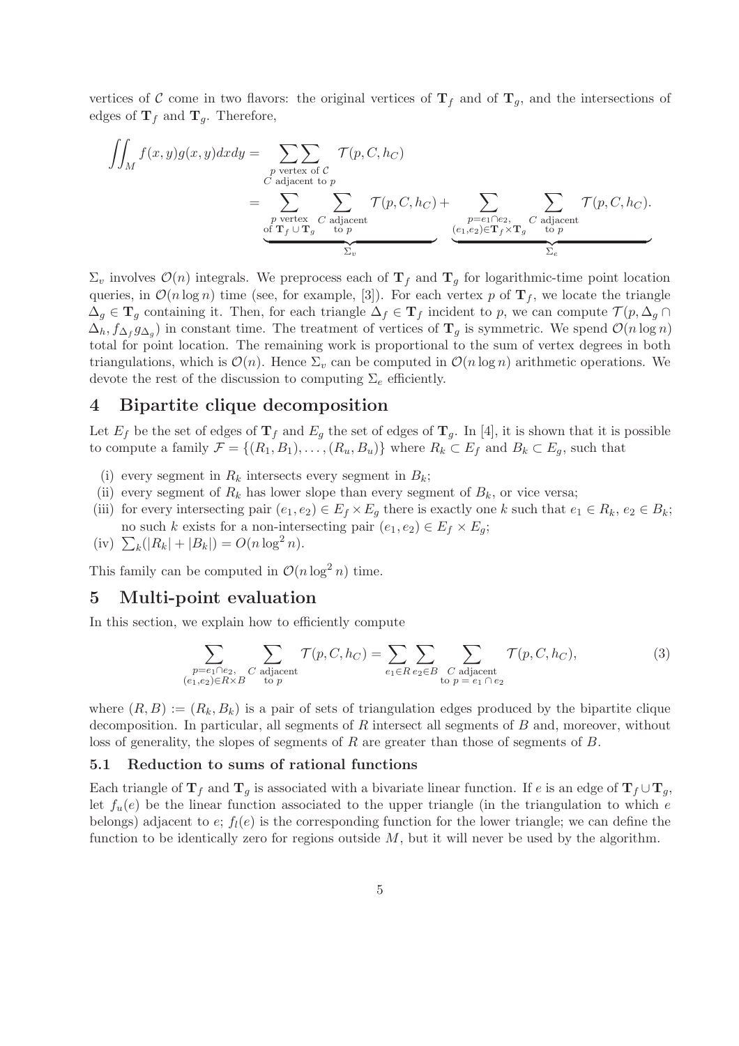vertices of $\mathcal{C}$ come in two flavors: the original vertices of $\mathbf{T}_f$ and of $\mathbf{T}_g$, and the intersections of edges of $\mathbf{T}_f$ and $\mathbf{T}_g$. Therefore,

$$
\begin{aligned}
\iint_M f(x,y)g(x,y)dxdy &= \sum_{\substack{p \text{ vertex of } \mathcal{C}\\ C \text{ adjacent to } p}} \mathcal{T}(p, C, h_C) \\
&= \underbrace{\sum_{\substack{p \text{ vertex}\\ \text{of } \mathbf{T}_f \cup \mathbf{T}_g}} \sum_{\substack{C \text{ adjacent}\\ \text{to } p}} \mathcal{T}(p, C, h_C)}_{\Sigma_v} + \underbrace{\sum_{\substack{p=e_1\cap e_2,\\ (e_1,e_2)\in \mathbf{T}_f\times\mathbf{T}_g}} \sum_{\substack{C \text{ adjacent}\\ \text{to } p}} \mathcal{T}(p, C, h_C)}_{\Sigma_e}.
\end{aligned}
$$

$\Sigma_v$ involves $\mathcal{O}(n)$ integrals. We preprocess each of $\mathbf{T}_f$ and $\mathbf{T}_g$ for logarithmic-time point location queries, in $\mathcal{O}(n \log n)$ time (see, for example, [3]). For each vertex $p$ of $\mathbf{T}_f$, we locate the triangle $\Delta_g \in \mathbf{T}_g$ containing it. Then, for each triangle $\Delta_f \in \mathbf{T}_f$ incident to $p$, we can compute $\mathcal{T}(p, \Delta_g \cap \Delta_h, f_{\Delta_f} g_{\Delta_g})$ in constant time. The treatment of vertices of $\mathbf{T}_g$ is symmetric. We spend $\mathcal{O}(n \log n)$ total for point location. The remaining work is proportional to the sum of vertex degrees in both triangulations, which is $\mathcal{O}(n)$. Hence $\Sigma_v$ can be computed in $\mathcal{O}(n \log n)$ arithmetic operations. We devote the rest of the discussion to computing $\Sigma_e$ efficiently.

# 4 Bipartite clique decomposition

Let $E_f$ be the set of edges of $\mathbf{T}_f$ and $E_g$ the set of edges of $\mathbf{T}_g$. In [4], it is shown that it is possible to compute a family $\mathcal{F} = \{(R_1, B_1), \ldots, (R_u, B_u)\}$ where $R_k \subset E_f$ and $B_k \subset E_g$, such that

(i) every segment in $R_k$ intersects every segment in $B_k$;

(ii) every segment of $R_k$ has lower slope than every segment of $B_k$, or vice versa;

(iii) for every intersecting pair $(e_1, e_2) \in E_f \times E_g$ there is exactly one $k$ such that $e_1 \in R_k$, $e_2 \in B_k$; no such $k$ exists for a non-intersecting pair $(e_1, e_2) \in E_f \times E_g$;

(iv) $\sum_k (|R_k| + |B_k|) = O(n \log^2 n)$.

This family can be computed in $\mathcal{O}(n \log^2 n)$ time.

# 5 Multi-point evaluation

In this section, we explain how to efficiently compute

$$
\sum_{\substack{p=e_1\cap e_2,\\ (e_1,e_2)\in R\times B}} \sum_{\substack{C \text{ adjacent}\\ \text{to } p}} \mathcal{T}(p, C, h_C) = \sum_{e_1\in R} \sum_{e_2 \in B} \sum_{\substack{C \text{ adjacent}\\ \text{to } p = e_1 \cap e_2}} \mathcal{T}(p, C, h_C), \tag{3}
$$

where $(R, B) := (R_k, B_k)$ is a pair of sets of triangulation edges produced by the bipartite clique decomposition. In particular, all segments of $R$ intersect all segments of $B$ and, moreover, without loss of generality, the slopes of segments of $R$ are greater than those of segments of $B$.

## 5.1 Reduction to sums of rational functions

Each triangle of $\mathbf{T}_f$ and $\mathbf{T}_g$ is associated with a bivariate linear function. If $e$ is an edge of $\mathbf{T}_f \cup \mathbf{T}_g$, let $f_u(e)$ be the linear function associated to the upper triangle (in the triangulation to which $e$ belongs) adjacent to $e$; $f_l(e)$ is the corresponding function for the lower triangle; we can define the function to be identically zero for regions outside $M$, but it will never be used by the algorithm.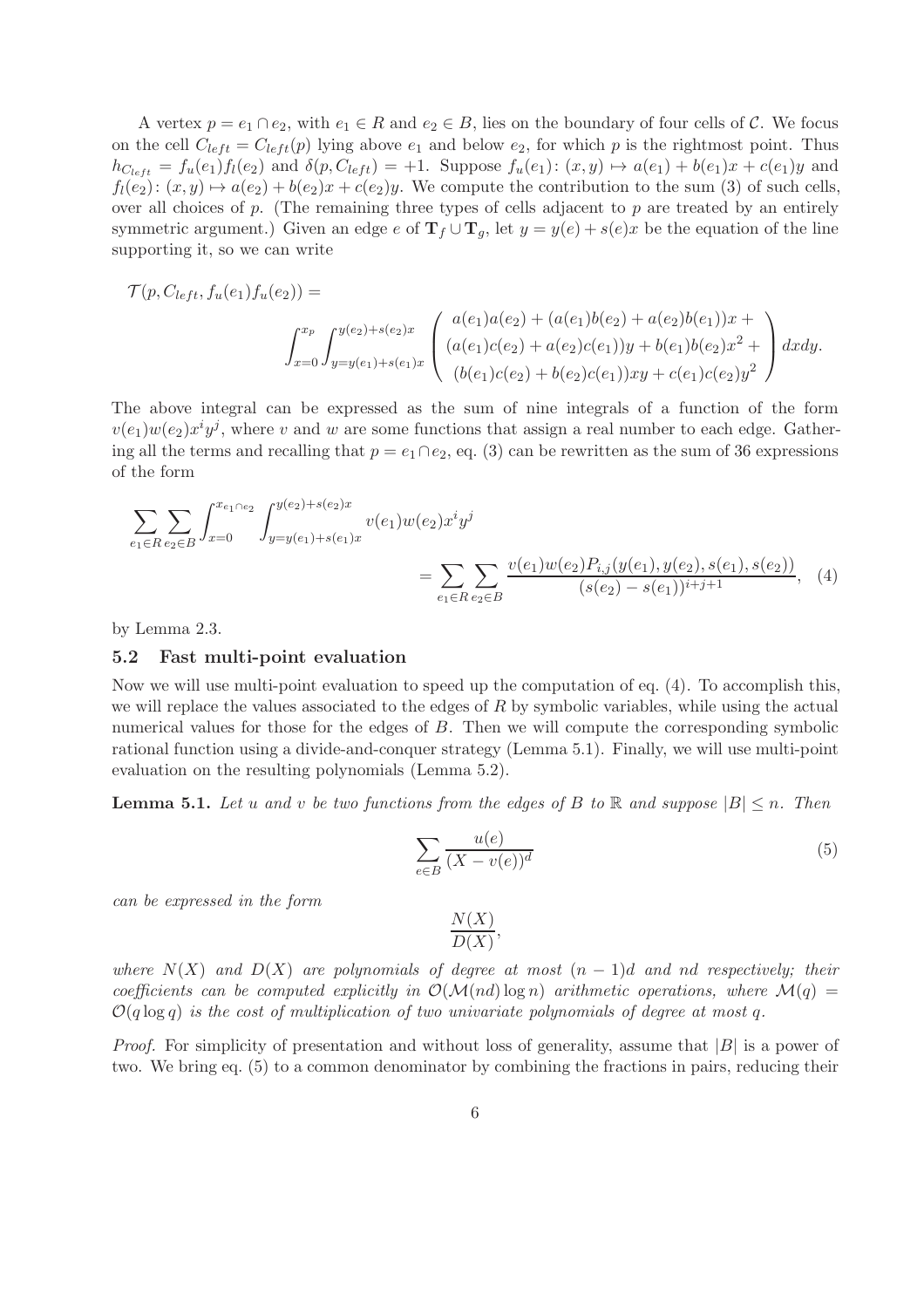A vertex $p = e_1 \cap e_2$, with $e_1 \in R$ and $e_2 \in B$, lies on the boundary of four cells of $\mathcal{C}$. We focus on the cell $C_{left} = C_{left}(p)$ lying above $e_1$ and below $e_2$, for which $p$ is the rightmost point. Thus $h_{C_{left}} = f_u(e_1)f_l(e_2)$ and $\delta(p, C_{left}) = +1$. Suppose $f_u(e_1)\colon (x, y) \mapsto a(e_1) + b(e_1)x + c(e_1)y$ and $f_l(e_2)\colon (x, y) \mapsto a(e_2) + b(e_2)x + c(e_2)y$. We compute the contribution to the sum (3) of such cells, over all choices of $p$. (The remaining three types of cells adjacent to $p$ are treated by an entirely symmetric argument.) Given an edge $e$ of $\mathbf{T}_f \cup \mathbf{T}_g$, let $y = y(e) + s(e)x$ be the equation of the line supporting it, so we can write

$$
\mathcal{T}(p, C_{left}, f_u(e_1)f_u(e_2)) = \int_{x=0}^{x_p} \int_{y=y(e_1)+s(e_1)x}^{y(e_2)+s(e_2)x} \begin{pmatrix} a(e_1)a(e_2) + (a(e_1)b(e_2) + a(e_2)b(e_1))x + \\ (a(e_1)c(e_2) + a(e_2)c(e_1))y + b(e_1)b(e_2)x^2 + \\ (b(e_1)c(e_2) + b(e_2)c(e_1))xy + c(e_1)c(e_2)y^2 \end{pmatrix} dxdy.
$$

The above integral can be expressed as the sum of nine integrals of a function of the form $v(e_1)w(e_2)x^iy^j$, where $v$ and $w$ are some functions that assign a real number to each edge. Gathering all the terms and recalling that $p = e_1 \cap e_2$, eq. (3) can be rewritten as the sum of 36 expressions of the form

$$
\sum_{e_1 \in R} \sum_{e_2 \in B} \int_{x=0}^{x_{e_1 \cap e_2}} \int_{y=y(e_1)+s(e_1)x}^{y(e_2)+s(e_2)x} v(e_1)w(e_2)x^iy^j = \sum_{e_1 \in R} \sum_{e_2 \in B} \frac{v(e_1)w(e_2)P_{i,j}(y(e_1), y(e_2), s(e_1), s(e_2))}{(s(e_2) - s(e_1))^{i+j+1}}, \quad (4)
$$

by Lemma 2.3.

### 5.2 Fast multi-point evaluation

Now we will use multi-point evaluation to speed up the computation of eq. (4). To accomplish this, we will replace the values associated to the edges of $R$ by symbolic variables, while using the actual numerical values for those for the edges of $B$. Then we will compute the corresponding symbolic rational function using a divide-and-conquer strategy (Lemma 5.1). Finally, we will use multi-point evaluation on the resulting polynomials (Lemma 5.2).

**Lemma 5.1.** *Let $u$ and $v$ be two functions from the edges of $B$ to $\mathbb{R}$ and suppose $|B| \leq n$. Then*

$$
\sum_{e \in B} \frac{u(e)}{(X - v(e))^d} \quad (5)
$$

*can be expressed in the form*

$$
\frac{N(X)}{D(X)},
$$

*where $N(X)$ and $D(X)$ are polynomials of degree at most $(n-1)d$ and $nd$ respectively; their coefficients can be computed explicitly in $\mathcal{O}(\mathcal{M}(nd) \log n)$ arithmetic operations, where $\mathcal{M}(q) = \mathcal{O}(q \log q)$ is the cost of multiplication of two univariate polynomials of degree at most $q$.*

*Proof.* For simplicity of presentation and without loss of generality, assume that $|B|$ is a power of two. We bring eq. (5) to a common denominator by combining the fractions in pairs, reducing their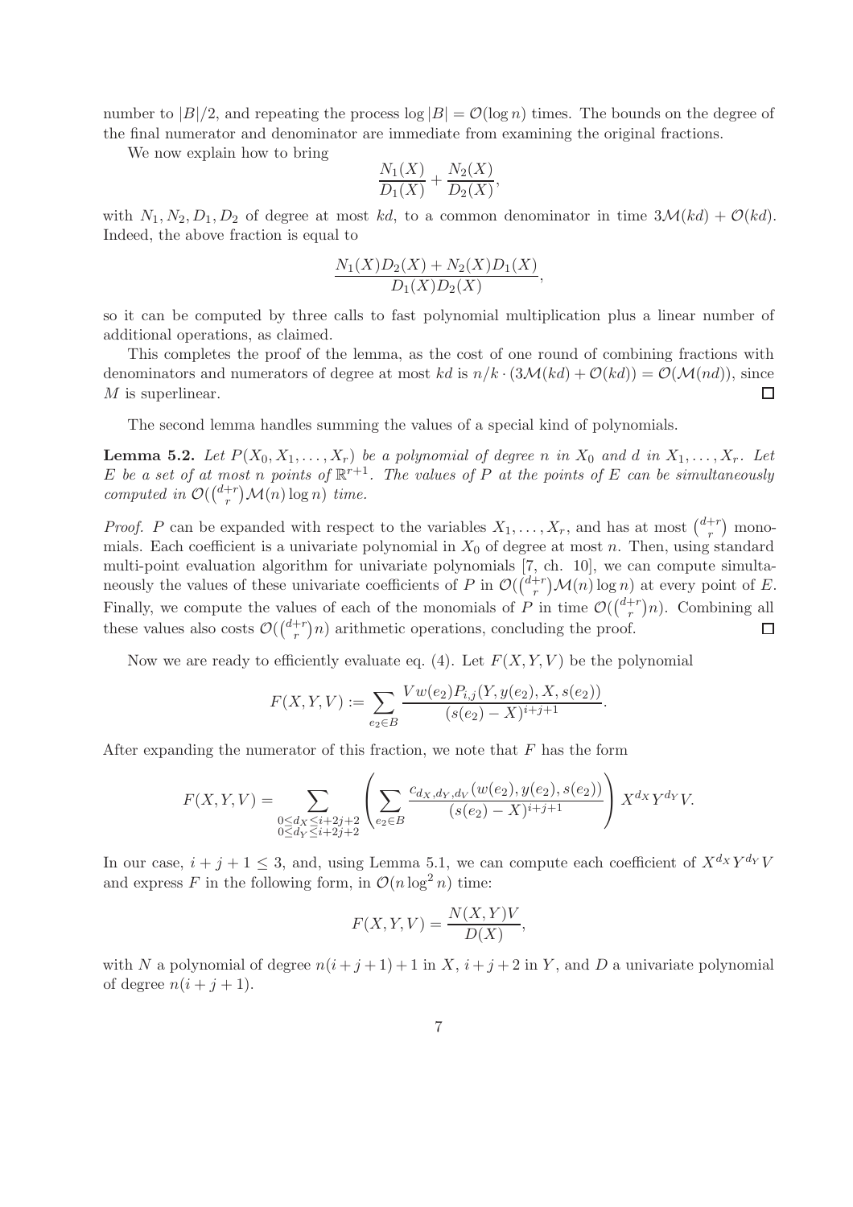number to $|B|/2$, and repeating the process $\log |B| = \mathcal{O}(\log n)$ times. The bounds on the degree of the final numerator and denominator are immediate from examining the original fractions.

We now explain how to bring

$$\frac{N_1(X)}{D_1(X)} + \frac{N_2(X)}{D_2(X)},$$

with $N_1, N_2, D_1, D_2$ of degree at most $kd$, to a common denominator in time $3\mathcal{M}(kd) + \mathcal{O}(kd)$. Indeed, the above fraction is equal to

$$\frac{N_1(X)D_2(X) + N_2(X)D_1(X)}{D_1(X)D_2(X)},$$

so it can be computed by three calls to fast polynomial multiplication plus a linear number of additional operations, as claimed.

This completes the proof of the lemma, as the cost of one round of combining fractions with denominators and numerators of degree at most $kd$ is $n/k \cdot (3\mathcal{M}(kd) + \mathcal{O}(kd)) = \mathcal{O}(\mathcal{M}(nd))$, since $M$ is superlinear. $\square$

The second lemma handles summing the values of a special kind of polynomials.

**Lemma 5.2.** *Let $P(X_0, X_1, \ldots, X_r)$ be a polynomial of degree $n$ in $X_0$ and $d$ in $X_1, \ldots, X_r$. Let $E$ be a set of at most $n$ points of $\mathbb{R}^{r+1}$. The values of $P$ at the points of $E$ can be simultaneously computed in $\mathcal{O}(\binom{d+r}{r}\mathcal{M}(n)\log n)$ time.*

*Proof.* $P$ can be expanded with respect to the variables $X_1, \ldots, X_r$, and has at most $\binom{d+r}{r}$ monomials. Each coefficient is a univariate polynomial in $X_0$ of degree at most $n$. Then, using standard multi-point evaluation algorithm for univariate polynomials [7, ch. 10], we can compute simultaneously the values of these univariate coefficients of $P$ in $\mathcal{O}(\binom{d+r}{r}\mathcal{M}(n)\log n)$ at every point of $E$. Finally, we compute the values of each of the monomials of $P$ in time $\mathcal{O}(\binom{d+r}{r}n)$. Combining all these values also costs $\mathcal{O}(\binom{d+r}{r}n)$ arithmetic operations, concluding the proof. $\square$

Now we are ready to efficiently evaluate eq. (4). Let $F(X, Y, V)$ be the polynomial

$$F(X, Y, V) := \sum_{e_2 \in B} \frac{V w(e_2) P_{i,j}(Y, y(e_2), X, s(e_2))}{(s(e_2) - X)^{i+j+1}}.$$

After expanding the numerator of this fraction, we note that $F$ has the form

$$F(X, Y, V) = \sum_{\substack{0 \le d_X \le i+2j+2 \\ 0 \le d_Y \le i+2j+2}} \left( \sum_{e_2 \in B} \frac{c_{d_X, d_Y, d_V}(w(e_2), y(e_2), s(e_2))}{(s(e_2) - X)^{i+j+1}} \right) X^{d_X} Y^{d_Y} V.$$

In our case, $i + j + 1 \le 3$, and, using Lemma 5.1, we can compute each coefficient of $X^{d_X} Y^{d_Y} V$ and express $F$ in the following form, in $\mathcal{O}(n \log^2 n)$ time:

$$F(X, Y, V) = \frac{N(X, Y)V}{D(X)},$$

with $N$ a polynomial of degree $n(i + j + 1) + 1$ in $X$, $i + j + 2$ in $Y$, and $D$ a univariate polynomial of degree $n(i + j + 1)$.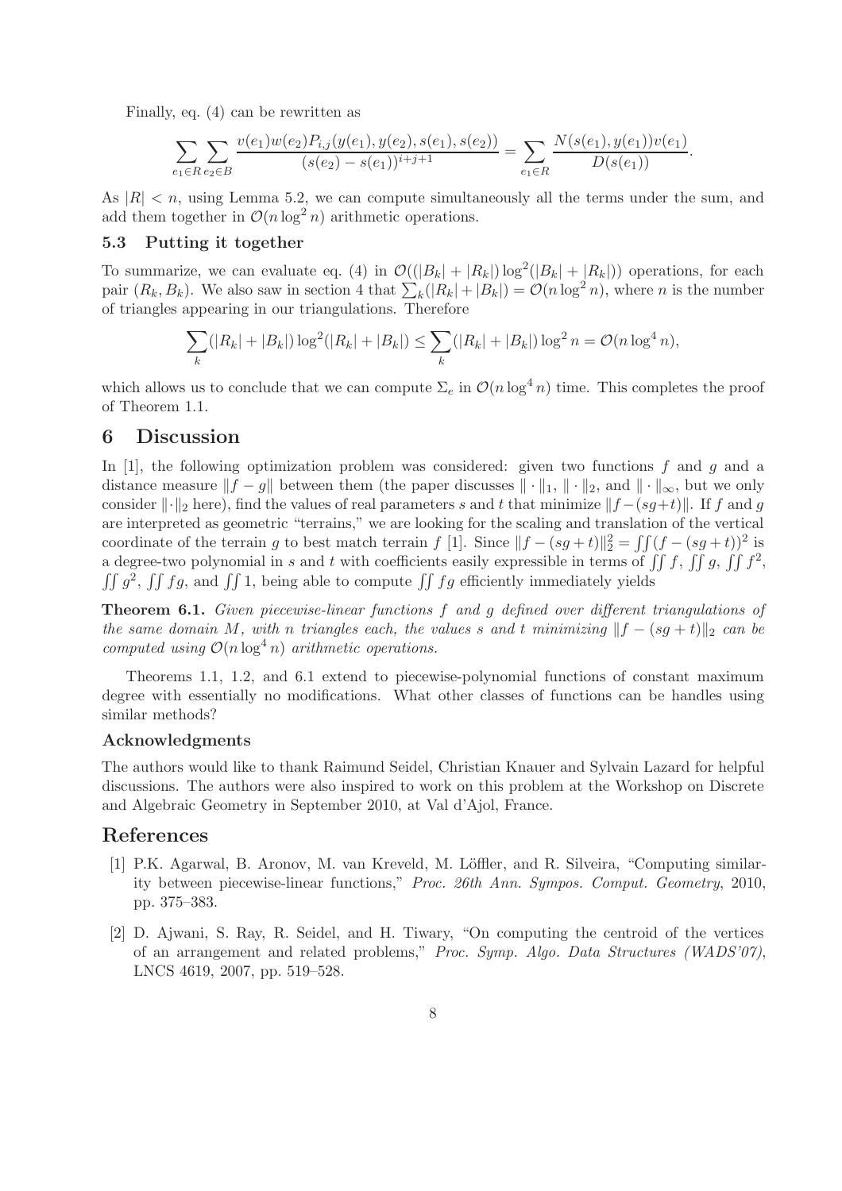Finally, eq. (4) can be rewritten as

$$\sum_{e_1 \in R} \sum_{e_2 \in B} \frac{v(e_1) w(e_2) P_{i,j}(y(e_1), y(e_2), s(e_1), s(e_2))}{(s(e_2) - s(e_1))^{i+j+1}} = \sum_{e_1 \in R} \frac{N(s(e_1), y(e_1)) v(e_1)}{D(s(e_1))}.$$

As $|R| < n$, using Lemma 5.2, we can compute simultaneously all the terms under the sum, and add them together in $\mathcal{O}(n \log^2 n)$ arithmetic operations.

### 5.3 Putting it together

To summarize, we can evaluate eq. (4) in $\mathcal{O}((|B_k| + |R_k|) \log^2(|B_k| + |R_k|))$ operations, for each pair $(R_k, B_k)$. We also saw in section 4 that $\sum_k (|R_k| + |B_k|) = \mathcal{O}(n \log^2 n)$, where $n$ is the number of triangles appearing in our triangulations. Therefore

$$\sum_k (|R_k| + |B_k|) \log^2(|R_k| + |B_k|) \leq \sum_k (|R_k| + |B_k|) \log^2 n = \mathcal{O}(n \log^4 n),$$

which allows us to conclude that we can compute $\Sigma_e$ in $\mathcal{O}(n \log^4 n)$ time. This completes the proof of Theorem 1.1.

## 6 Discussion

In [1], the following optimization problem was considered: given two functions $f$ and $g$ and a distance measure $\|f - g\|$ between them (the paper discusses $\| \cdot \|_1$, $\| \cdot \|_2$, and $\| \cdot \|_\infty$, but we only consider $\| \cdot \|_2$ here), find the values of real parameters $s$ and $t$ that minimize $\|f - (sg + t)\|$. If $f$ and $g$ are interpreted as geometric "terrains," we are looking for the scaling and translation of the vertical coordinate of the terrain $g$ to best match terrain $f$ [1]. Since $\|f - (sg + t)\|_2^2 = \iint (f - (sg + t))^2$ is a degree-two polynomial in $s$ and $t$ with coefficients easily expressible in terms of $\iint f$, $\iint g$, $\iint f^2$, $\iint g^2$, $\iint fg$, and $\iint 1$, being able to compute $\iint fg$ efficiently immediately yields

**Theorem 6.1.** *Given piecewise-linear functions $f$ and $g$ defined over different triangulations of the same domain $M$, with $n$ triangles each, the values $s$ and $t$ minimizing $\|f - (sg + t)\|_2$ can be computed using $\mathcal{O}(n \log^4 n)$ arithmetic operations.*

Theorems 1.1, 1.2, and 6.1 extend to piecewise-polynomial functions of constant maximum degree with essentially no modifications. What other classes of functions can be handles using similar methods?

### Acknowledgments

The authors would like to thank Raimund Seidel, Christian Knauer and Sylvain Lazard for helpful discussions. The authors were also inspired to work on this problem at the Workshop on Discrete and Algebraic Geometry in September 2010, at Val d'Ajol, France.

## References

[1] P.K. Agarwal, B. Aronov, M. van Kreveld, M. Löffler, and R. Silveira, "Computing similarity between piecewise-linear functions," *Proc. 26th Ann. Sympos. Comput. Geometry*, 2010, pp. 375–383.

[2] D. Ajwani, S. Ray, R. Seidel, and H. Tiwary, "On computing the centroid of the vertices of an arrangement and related problems," *Proc. Symp. Algo. Data Structures (WADS'07)*, LNCS 4619, 2007, pp. 519–528.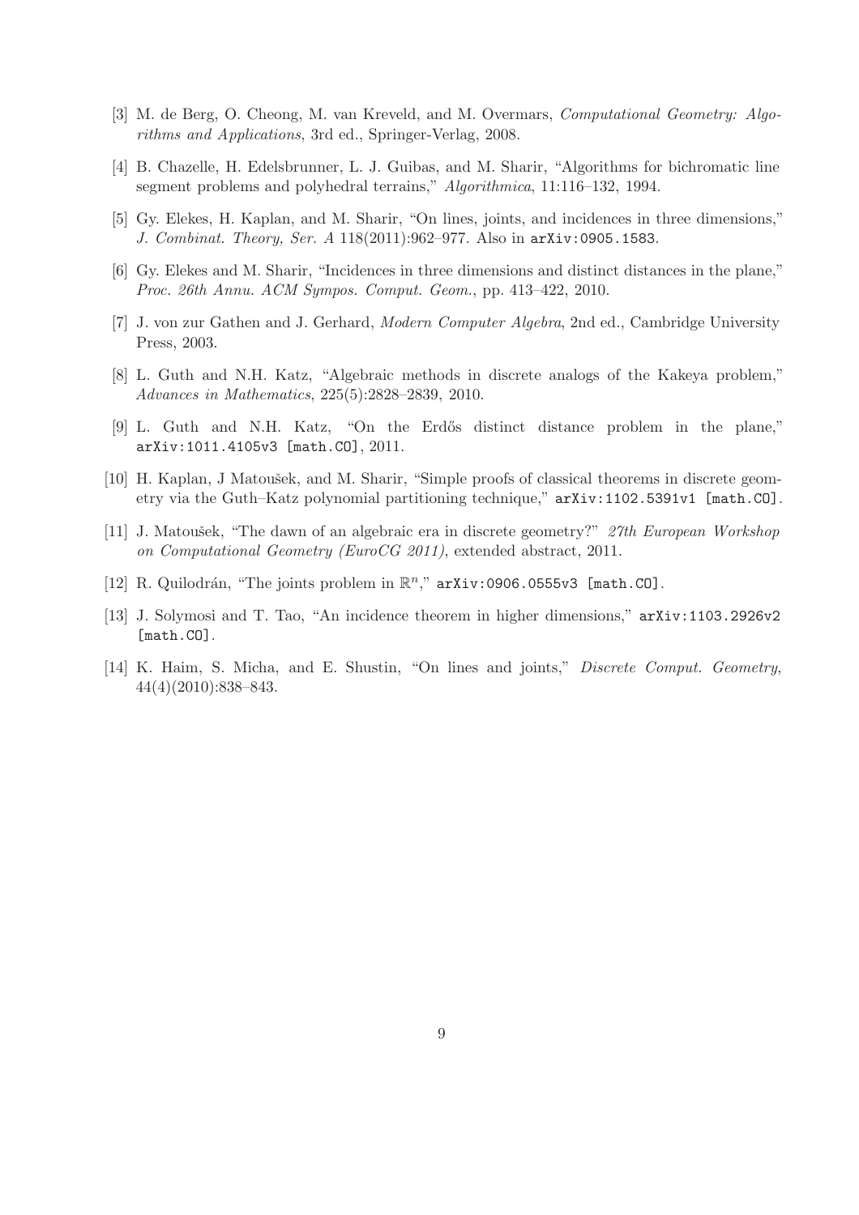[3] M. de Berg, O. Cheong, M. van Kreveld, and M. Overmars, *Computational Geometry: Algorithms and Applications*, 3rd ed., Springer-Verlag, 2008.

[4] B. Chazelle, H. Edelsbrunner, L. J. Guibas, and M. Sharir, "Algorithms for bichromatic line segment problems and polyhedral terrains," *Algorithmica*, 11:116–132, 1994.

[5] Gy. Elekes, H. Kaplan, and M. Sharir, "On lines, joints, and incidences in three dimensions," *J. Combinat. Theory, Ser. A* 118(2011):962–977. Also in `arXiv:0905.1583`.

[6] Gy. Elekes and M. Sharir, "Incidences in three dimensions and distinct distances in the plane," *Proc. 26th Annu. ACM Sympos. Comput. Geom.*, pp. 413–422, 2010.

[7] J. von zur Gathen and J. Gerhard, *Modern Computer Algebra*, 2nd ed., Cambridge University Press, 2003.

[8] L. Guth and N.H. Katz, "Algebraic methods in discrete analogs of the Kakeya problem," *Advances in Mathematics*, 225(5):2828–2839, 2010.

[9] L. Guth and N.H. Katz, "On the Erdős distinct distance problem in the plane," `arXiv:1011.4105v3 [math.CO]`, 2011.

[10] H. Kaplan, J Matoušek, and M. Sharir, "Simple proofs of classical theorems in discrete geometry via the Guth–Katz polynomial partitioning technique," `arXiv:1102.5391v1 [math.CO]`.

[11] J. Matoušek, "The dawn of an algebraic era in discrete geometry?" *27th European Workshop on Computational Geometry (EuroCG 2011)*, extended abstract, 2011.

[12] R. Quilodrán, "The joints problem in $\mathbb{R}^n$," `arXiv:0906.0555v3 [math.CO]`.

[13] J. Solymosi and T. Tao, "An incidence theorem in higher dimensions," `arXiv:1103.2926v2 [math.CO]`.

[14] K. Haim, S. Micha, and E. Shustin, "On lines and joints," *Discrete Comput. Geometry*, 44(4)(2010):838–843.